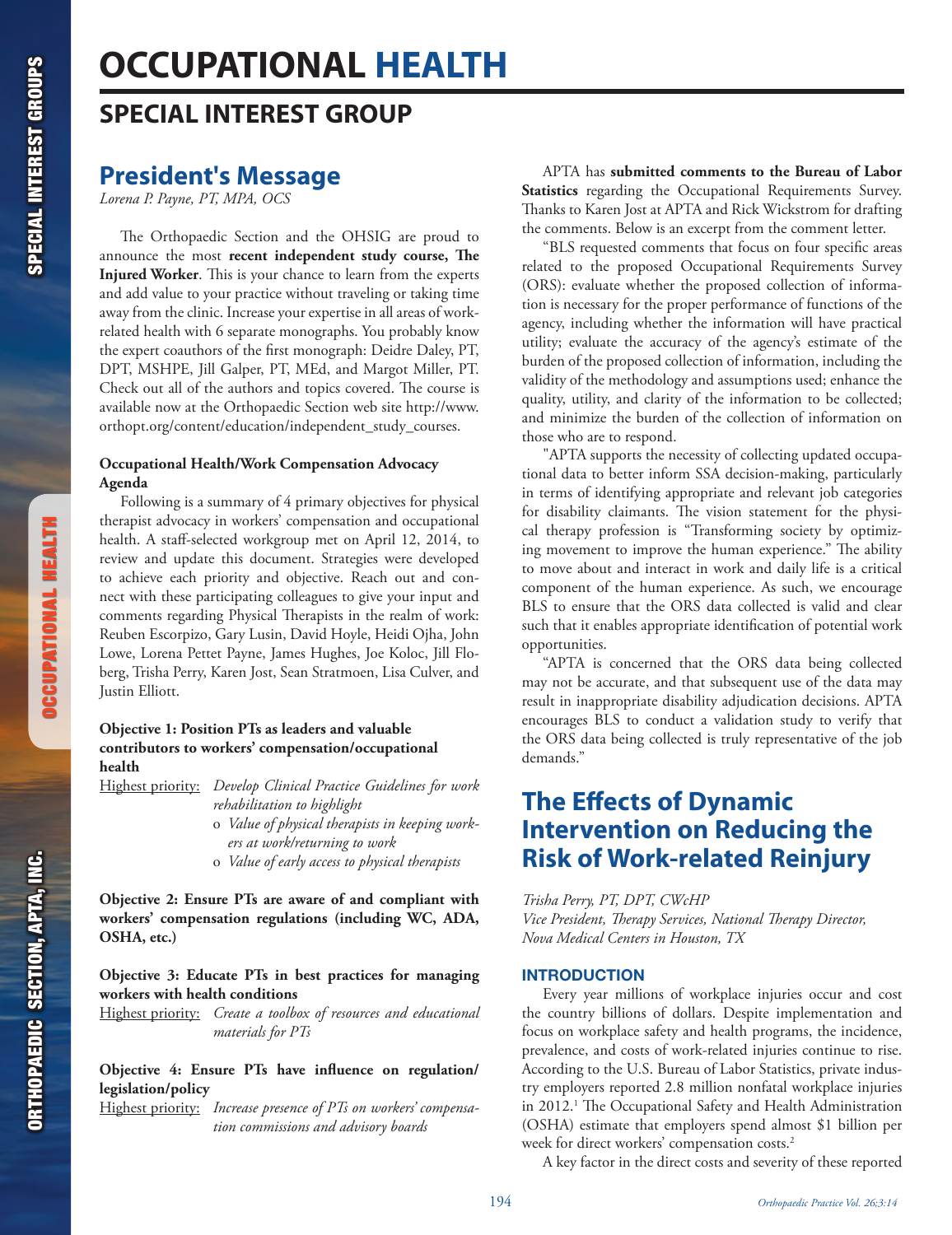# OCCUPATIONAL HEALTH

## SPECIAL INTEREST GROUP

## President's Message

*Lorena P. Payne, PT, MPA, OCS*

The Orthopaedic Section and the OHSIG are proud to announce the most **recent independent study course, The Injured Worker**. This is your chance to learn from the experts and add value to your practice without traveling or taking time away from the clinic. Increase your expertise in all areas of work-related health with 6 separate monographs. You probably know the expert coauthors of the first monograph: Deidre Daley, PT, DPT, MSHPE, Jill Galper, PT, MEd, and Margot Miller, PT. Check out all of the authors and topics covered. The course is available now at the Orthopaedic Section web site http://www.orthopt.org/content/education/independent_study_courses.

**Occupational Health/Work Compensation Advocacy Agenda**

Following is a summary of 4 primary objectives for physical therapist advocacy in workers' compensation and occupational health. A staff-selected workgroup met on April 12, 2014, to review and update this document. Strategies were developed to achieve each priority and objective. Reach out and connect with these participating colleagues to give your input and comments regarding Physical Therapists in the realm of work: Reuben Escorpizo, Gary Lusin, David Hoyle, Heidi Ojha, John Lowe, Lorena Pettet Payne, James Hughes, Joe Koloc, Jill Floberg, Trisha Perry, Karen Jost, Sean Stratmoen, Lisa Culver, and Justin Elliott.

**Objective 1: Position PTs as leaders and valuable contributors to workers' compensation/occupational health**

Highest priority: *Develop Clinical Practice Guidelines for work rehabilitation to highlight*

- *Value of physical therapists in keeping workers at work/returning to work*
- *Value of early access to physical therapists*

**Objective 2: Ensure PTs are aware of and compliant with workers' compensation regulations (including WC, ADA, OSHA, etc.)**

**Objective 3: Educate PTs in best practices for managing workers with health conditions**

Highest priority: *Create a toolbox of resources and educational materials for PTs*

**Objective 4: Ensure PTs have influence on regulation/legislation/policy**

Highest priority: *Increase presence of PTs on workers' compensation commissions and advisory boards*

APTA has **submitted comments to the Bureau of Labor Statistics** regarding the Occupational Requirements Survey. Thanks to Karen Jost at APTA and Rick Wickstrom for drafting the comments. Below is an excerpt from the comment letter.

"BLS requested comments that focus on four specific areas related to the proposed Occupational Requirements Survey (ORS): evaluate whether the proposed collection of information is necessary for the proper performance of functions of the agency, including whether the information will have practical utility; evaluate the accuracy of the agency's estimate of the burden of the proposed collection of information, including the validity of the methodology and assumptions used; enhance the quality, utility, and clarity of the information to be collected; and minimize the burden of the collection of information on those who are to respond.

"APTA supports the necessity of collecting updated occupational data to better inform SSA decision-making, particularly in terms of identifying appropriate and relevant job categories for disability claimants. The vision statement for the physical therapy profession is "Transforming society by optimizing movement to improve the human experience." The ability to move about and interact in work and daily life is a critical component of the human experience. As such, we encourage BLS to ensure that the ORS data collected is valid and clear such that it enables appropriate identification of potential work opportunities.

"APTA is concerned that the ORS data being collected may not be accurate, and that subsequent use of the data may result in inappropriate disability adjudication decisions. APTA encourages BLS to conduct a validation study to verify that the ORS data being collected is truly representative of the job demands."

## The Effects of Dynamic Intervention on Reducing the Risk of Work-related Reinjury

*Trisha Perry, PT, DPT, CWcHP*
*Vice President, Therapy Services, National Therapy Director, Nova Medical Centers in Houston, TX*

### INTRODUCTION

Every year millions of workplace injuries occur and cost the country billions of dollars. Despite implementation and focus on workplace safety and health programs, the incidence, prevalence, and costs of work-related injuries continue to rise. According to the U.S. Bureau of Labor Statistics, private industry employers reported 2.8 million nonfatal workplace injuries in 2012.[1] The Occupational Safety and Health Administration (OSHA) estimate that employers spend almost $1 billion per week for direct workers' compensation costs.[2]

A key factor in the direct costs and severity of these reported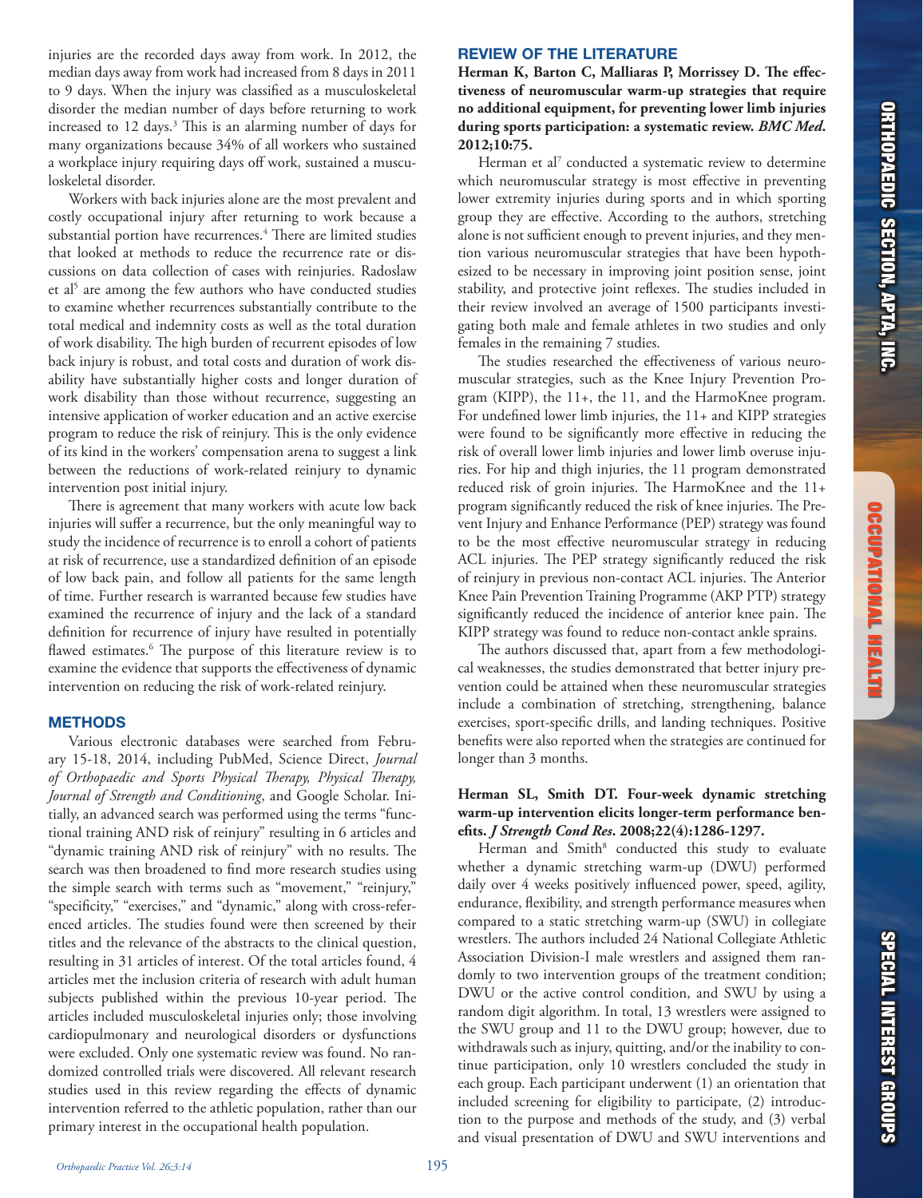injuries are the recorded days away from work. In 2012, the median days away from work had increased from 8 days in 2011 to 9 days. When the injury was classified as a musculoskeletal disorder the median number of days before returning to work increased to 12 days.[3] This is an alarming number of days for many organizations because 34% of all workers who sustained a workplace injury requiring days off work, sustained a musculoskeletal disorder.

Workers with back injuries alone are the most prevalent and costly occupational injury after returning to work because a substantial portion have recurrences.[4] There are limited studies that looked at methods to reduce the recurrence rate or discussions on data collection of cases with reinjuries. Radoslaw et al[5] are among the few authors who have conducted studies to examine whether recurrences substantially contribute to the total medical and indemnity costs as well as the total duration of work disability. The high burden of recurrent episodes of low back injury is robust, and total costs and duration of work disability have substantially higher costs and longer duration of work disability than those without recurrence, suggesting an intensive application of worker education and an active exercise program to reduce the risk of reinjury. This is the only evidence of its kind in the workers' compensation arena to suggest a link between the reductions of work-related reinjury to dynamic intervention post initial injury.

There is agreement that many workers with acute low back injuries will suffer a recurrence, but the only meaningful way to study the incidence of recurrence is to enroll a cohort of patients at risk of recurrence, use a standardized definition of an episode of low back pain, and follow all patients for the same length of time. Further research is warranted because few studies have examined the recurrence of injury and the lack of a standard definition for recurrence of injury have resulted in potentially flawed estimates.[6] The purpose of this literature review is to examine the evidence that supports the effectiveness of dynamic intervention on reducing the risk of work-related reinjury.

## METHODS

Various electronic databases were searched from February 15-18, 2014, including PubMed, Science Direct, *Journal of Orthopaedic and Sports Physical Therapy, Physical Therapy, Journal of Strength and Conditioning*, and Google Scholar. Initially, an advanced search was performed using the terms "functional training AND risk of reinjury" resulting in 6 articles and "dynamic training AND risk of reinjury" with no results. The search was then broadened to find more research studies using the simple search with terms such as "movement," "reinjury," "specificity," "exercises," and "dynamic," along with cross-referenced articles. The studies found were then screened by their titles and the relevance of the abstracts to the clinical question, resulting in 31 articles of interest. Of the total articles found, 4 articles met the inclusion criteria of research with adult human subjects published within the previous 10-year period. The articles included musculoskeletal injuries only; those involving cardiopulmonary and neurological disorders or dysfunctions were excluded. Only one systematic review was found. No randomized controlled trials were discovered. All relevant research studies used in this review regarding the effects of dynamic intervention referred to the athletic population, rather than our primary interest in the occupational health population.

## REVIEW OF THE LITERATURE

**Herman K, Barton C, Malliaras P, Morrissey D. The effectiveness of neuromuscular warm-up strategies that require no additional equipment, for preventing lower limb injuries during sports participation: a systematic review. *BMC Med*. 2012;10:75.**

Herman et al[7] conducted a systematic review to determine which neuromuscular strategy is most effective in preventing lower extremity injuries during sports and in which sporting group they are effective. According to the authors, stretching alone is not sufficient enough to prevent injuries, and they mention various neuromuscular strategies that have been hypothesized to be necessary in improving joint position sense, joint stability, and protective joint reflexes. The studies included in their review involved an average of 1500 participants investigating both male and female athletes in two studies and only females in the remaining 7 studies.

The studies researched the effectiveness of various neuromuscular strategies, such as the Knee Injury Prevention Program (KIPP), the 11+, the 11, and the HarmoKnee program. For undefined lower limb injuries, the 11+ and KIPP strategies were found to be significantly more effective in reducing the risk of overall lower limb injuries and lower limb overuse injuries. For hip and thigh injuries, the 11 program demonstrated reduced risk of groin injuries. The HarmoKnee and the 11+ program significantly reduced the risk of knee injuries. The Prevent Injury and Enhance Performance (PEP) strategy was found to be the most effective neuromuscular strategy in reducing ACL injuries. The PEP strategy significantly reduced the risk of reinjury in previous non-contact ACL injuries. The Anterior Knee Pain Prevention Training Programme (AKP PTP) strategy significantly reduced the incidence of anterior knee pain. The KIPP strategy was found to reduce non-contact ankle sprains.

The authors discussed that, apart from a few methodological weaknesses, the studies demonstrated that better injury prevention could be attained when these neuromuscular strategies include a combination of stretching, strengthening, balance exercises, sport-specific drills, and landing techniques. Positive benefits were also reported when the strategies are continued for longer than 3 months.

**Herman SL, Smith DT. Four-week dynamic stretching warm-up intervention elicits longer-term performance benefits. *J Strength Cond Res*. 2008;22(4):1286-1297.**

Herman and Smith[8] conducted this study to evaluate whether a dynamic stretching warm-up (DWU) performed daily over 4 weeks positively influenced power, speed, agility, endurance, flexibility, and strength performance measures when compared to a static stretching warm-up (SWU) in collegiate wrestlers. The authors included 24 National Collegiate Athletic Association Division-I male wrestlers and assigned them randomly to two intervention groups of the treatment condition; DWU or the active control condition, and SWU by using a random digit algorithm. In total, 13 wrestlers were assigned to the SWU group and 11 to the DWU group; however, due to withdrawals such as injury, quitting, and/or the inability to continue participation, only 10 wrestlers concluded the study in each group. Each participant underwent (1) an orientation that included screening for eligibility to participate, (2) introduction to the purpose and methods of the study, and (3) verbal and visual presentation of DWU and SWU interventions and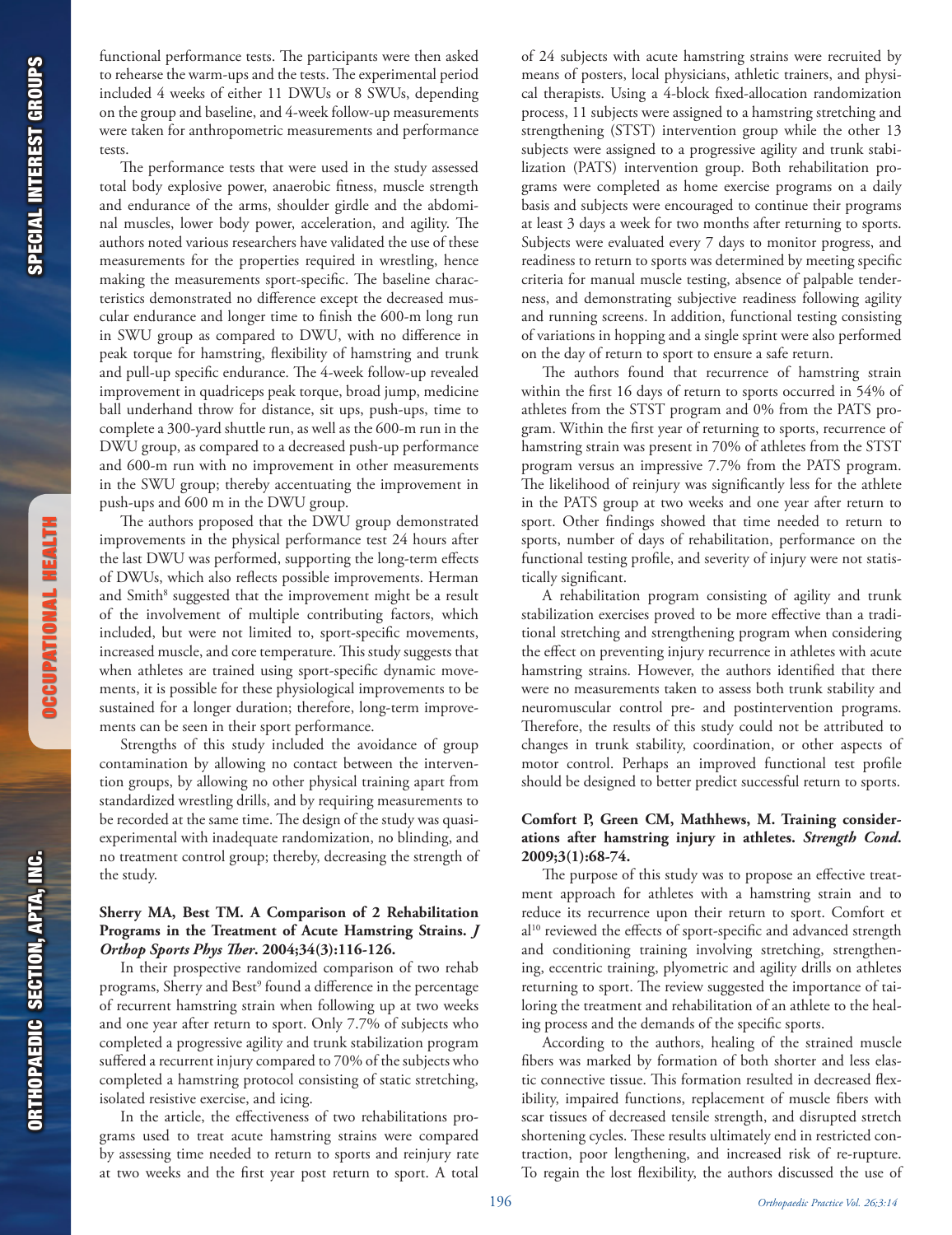functional performance tests. The participants were then asked to rehearse the warm-ups and the tests. The experimental period included 4 weeks of either 11 DWUs or 8 SWUs, depending on the group and baseline, and 4-week follow-up measurements were taken for anthropometric measurements and performance tests.

The performance tests that were used in the study assessed total body explosive power, anaerobic fitness, muscle strength and endurance of the arms, shoulder girdle and the abdominal muscles, lower body power, acceleration, and agility. The authors noted various researchers have validated the use of these measurements for the properties required in wrestling, hence making the measurements sport-specific. The baseline characteristics demonstrated no difference except the decreased muscular endurance and longer time to finish the 600-m long run in SWU group as compared to DWU, with no difference in peak torque for hamstring, flexibility of hamstring and trunk and pull-up specific endurance. The 4-week follow-up revealed improvement in quadriceps peak torque, broad jump, medicine ball underhand throw for distance, sit ups, push-ups, time to complete a 300-yard shuttle run, as well as the 600-m run in the DWU group, as compared to a decreased push-up performance and 600-m run with no improvement in other measurements in the SWU group; thereby accentuating the improvement in push-ups and 600 m in the DWU group.

The authors proposed that the DWU group demonstrated improvements in the physical performance test 24 hours after the last DWU was performed, supporting the long-term effects of DWUs, which also reflects possible improvements. Herman and Smith[8] suggested that the improvement might be a result of the involvement of multiple contributing factors, which included, but were not limited to, sport-specific movements, increased muscle, and core temperature. This study suggests that when athletes are trained using sport-specific dynamic movements, it is possible for these physiological improvements to be sustained for a longer duration; therefore, long-term improvements can be seen in their sport performance.

Strengths of this study included the avoidance of group contamination by allowing no contact between the intervention groups, by allowing no other physical training apart from standardized wrestling drills, and by requiring measurements to be recorded at the same time. The design of the study was quasi-experimental with inadequate randomization, no blinding, and no treatment control group; thereby, decreasing the strength of the study.

**Sherry MA, Best TM. A Comparison of 2 Rehabilitation Programs in the Treatment of Acute Hamstring Strains. *J Orthop Sports Phys Ther*. 2004;34(3):116-126.**

In their prospective randomized comparison of two rehab programs, Sherry and Best[9] found a difference in the percentage of recurrent hamstring strain when following up at two weeks and one year after return to sport. Only 7.7% of subjects who completed a progressive agility and trunk stabilization program suffered a recurrent injury compared to 70% of the subjects who completed a hamstring protocol consisting of static stretching, isolated resistive exercise, and icing.

In the article, the effectiveness of two rehabilitations programs used to treat acute hamstring strains were compared by assessing time needed to return to sports and reinjury rate at two weeks and the first year post return to sport. A total of 24 subjects with acute hamstring strains were recruited by means of posters, local physicians, athletic trainers, and physical therapists. Using a 4-block fixed-allocation randomization process, 11 subjects were assigned to a hamstring stretching and strengthening (STST) intervention group while the other 13 subjects were assigned to a progressive agility and trunk stabilization (PATS) intervention group. Both rehabilitation programs were completed as home exercise programs on a daily basis and subjects were encouraged to continue their programs at least 3 days a week for two months after returning to sports. Subjects were evaluated every 7 days to monitor progress, and readiness to return to sports was determined by meeting specific criteria for manual muscle testing, absence of palpable tenderness, and demonstrating subjective readiness following agility and running screens. In addition, functional testing consisting of variations in hopping and a single sprint were also performed on the day of return to sport to ensure a safe return.

The authors found that recurrence of hamstring strain within the first 16 days of return to sports occurred in 54% of athletes from the STST program and 0% from the PATS program. Within the first year of returning to sports, recurrence of hamstring strain was present in 70% of athletes from the STST program versus an impressive 7.7% from the PATS program. The likelihood of reinjury was significantly less for the athlete in the PATS group at two weeks and one year after return to sport. Other findings showed that time needed to return to sports, number of days of rehabilitation, performance on the functional testing profile, and severity of injury were not statistically significant.

A rehabilitation program consisting of agility and trunk stabilization exercises proved to be more effective than a traditional stretching and strengthening program when considering the effect on preventing injury recurrence in athletes with acute hamstring strains. However, the authors identified that there were no measurements taken to assess both trunk stability and neuromuscular control pre- and postintervention programs. Therefore, the results of this study could not be attributed to changes in trunk stability, coordination, or other aspects of motor control. Perhaps an improved functional test profile should be designed to better predict successful return to sports.

**Comfort P, Green CM, Mathhews, M. Training considerations after hamstring injury in athletes. *Strength Cond*. 2009;3(1):68-74.**

The purpose of this study was to propose an effective treatment approach for athletes with a hamstring strain and to reduce its recurrence upon their return to sport. Comfort et al[10] reviewed the effects of sport-specific and advanced strength and conditioning training involving stretching, strengthening, eccentric training, plyometric and agility drills on athletes returning to sport. The review suggested the importance of tailoring the treatment and rehabilitation of an athlete to the healing process and the demands of the specific sports.

According to the authors, healing of the strained muscle fibers was marked by formation of both shorter and less elastic connective tissue. This formation resulted in decreased flexibility, impaired functions, replacement of muscle fibers with scar tissues of decreased tensile strength, and disrupted stretch shortening cycles. These results ultimately end in restricted contraction, poor lengthening, and increased risk of re-rupture. To regain the lost flexibility, the authors discussed the use of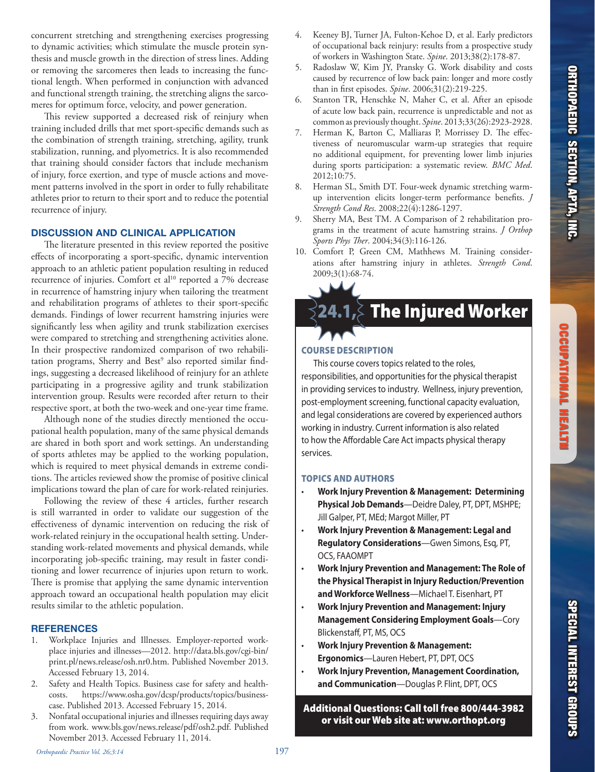concurrent stretching and strengthening exercises progressing to dynamic activities; which stimulate the muscle protein synthesis and muscle growth in the direction of stress lines. Adding or removing the sarcomeres then leads to increasing the functional length. When performed in conjunction with advanced and functional strength training, the stretching aligns the sarcomeres for optimum force, velocity, and power generation.

This review supported a decreased risk of reinjury when training included drills that met sport-specific demands such as the combination of strength training, stretching, agility, trunk stabilization, running, and plyometrics. It is also recommended that training should consider factors that include mechanism of injury, force exertion, and type of muscle actions and movement patterns involved in the sport in order to fully rehabilitate athletes prior to return to their sport and to reduce the potential recurrence of injury.

## DISCUSSION AND CLINICAL APPLICATION

The literature presented in this review reported the positive effects of incorporating a sport-specific, dynamic intervention approach to an athletic patient population resulting in reduced recurrence of injuries. Comfort et al[10] reported a 7% decrease in recurrence of hamstring injury when tailoring the treatment and rehabilitation programs of athletes to their sport-specific demands. Findings of lower recurrent hamstring injuries were significantly less when agility and trunk stabilization exercises were compared to stretching and strengthening activities alone. In their prospective randomized comparison of two rehabilitation programs, Sherry and Best[9] also reported similar findings, suggesting a decreased likelihood of reinjury for an athlete participating in a progressive agility and trunk stabilization intervention group. Results were recorded after return to their respective sport, at both the two-week and one-year time frame.

Although none of the studies directly mentioned the occupational health population, many of the same physical demands are shared in both sport and work settings. An understanding of sports athletes may be applied to the working population, which is required to meet physical demands in extreme conditions. The articles reviewed show the promise of positive clinical implications toward the plan of care for work-related reinjuries.

Following the review of these 4 articles, further research is still warranted in order to validate our suggestion of the effectiveness of dynamic intervention on reducing the risk of work-related reinjury in the occupational health setting. Understanding work-related movements and physical demands, while incorporating job-specific training, may result in faster conditioning and lower recurrence of injuries upon return to work. There is promise that applying the same dynamic intervention approach toward an occupational health population may elicit results similar to the athletic population.

## REFERENCES

1. Workplace Injuries and Illnesses. Employer-reported workplace injuries and illnesses—2012. http://data.bls.gov/cgi-bin/print.pl/news.release/osh.nr0.htm. Published November 2013. Accessed February 13, 2014.
2. Safety and Health Topics. Business case for safety and health-costs. https://www.osha.gov/dcsp/products/topics/business-case. Published 2013. Accessed February 15, 2014.
3. Nonfatal occupational injuries and illnesses requiring days away from work. www.bls.gov/news.release/pdf/osh2.pdf. Published November 2013. Accessed February 11, 2014.
4. Keeney BJ, Turner JA, Fulton-Kehoe D, et al. Early predictors of occupational back reinjury: results from a prospective study of workers in Washington State. *Spine*. 2013;38(2):178-87.
5. Radoslaw W, Kim JY, Pransky G. Work disability and costs caused by recurrence of low back pain: longer and more costly than in first episodes. *Spine*. 2006;31(2):219-225.
6. Stanton TR, Henschke N, Maher C, et al. After an episode of acute low back pain, recurrence is unpredictable and not as common as previously thought. *Spine*. 2013;33(26):2923-2928.
7. Herman K, Barton C, Malliaras P, Morrissey D. The effectiveness of neuromuscular warm-up strategies that require no additional equipment, for preventing lower limb injuries during sports participation: a systematic review. *BMC Med*. 2012;10:75.
8. Herman SL, Smith DT. Four-week dynamic stretching warm-up intervention elicits longer-term performance benefits. *J Strength Cond Res*. 2008;22(4):1286-1297.
9. Sherry MA, Best TM. A Comparison of 2 rehabilitation programs in the treatment of acute hamstring strains. *J Orthop Sports Phys Ther*. 2004;34(3):116-126.
10. Comfort P, Green CM, Mathhews M. Training considerations after hamstring injury in athletes. *Strength Cond*. 2009;3(1):68-74.

## 24.1, The Injured Worker

### COURSE DESCRIPTION

This course covers topics related to the roles, responsibilities, and opportunities for the physical therapist in providing services to industry. Wellness, injury prevention, post-employment screening, functional capacity evaluation, and legal considerations are covered by experienced authors working in industry. Current information is also related to how the Affordable Care Act impacts physical therapy services.

### TOPICS AND AUTHORS

- **Work Injury Prevention & Management: Determining Physical Job Demands**—Deidre Daley, PT, DPT, MSHPE; Jill Galper, PT, MEd; Margot Miller, PT
- **Work Injury Prevention & Management: Legal and Regulatory Considerations**—Gwen Simons, Esq, PT, OCS, FAAOMPT
- **Work Injury Prevention and Management: The Role of the Physical Therapist in Injury Reduction/Prevention and Workforce Wellness**—Michael T. Eisenhart, PT
- **Work Injury Prevention and Management: Injury Management Considering Employment Goals**—Cory Blickenstaff, PT, MS, OCS
- **Work Injury Prevention & Management: Ergonomics**—Lauren Hebert, PT, DPT, OCS
- **Work Injury Prevention, Management Coordination, and Communication**—Douglas P. Flint, DPT, OCS

**Additional Questions: Call toll free 800/444-3982 or visit our Web site at: www.orthopt.org**